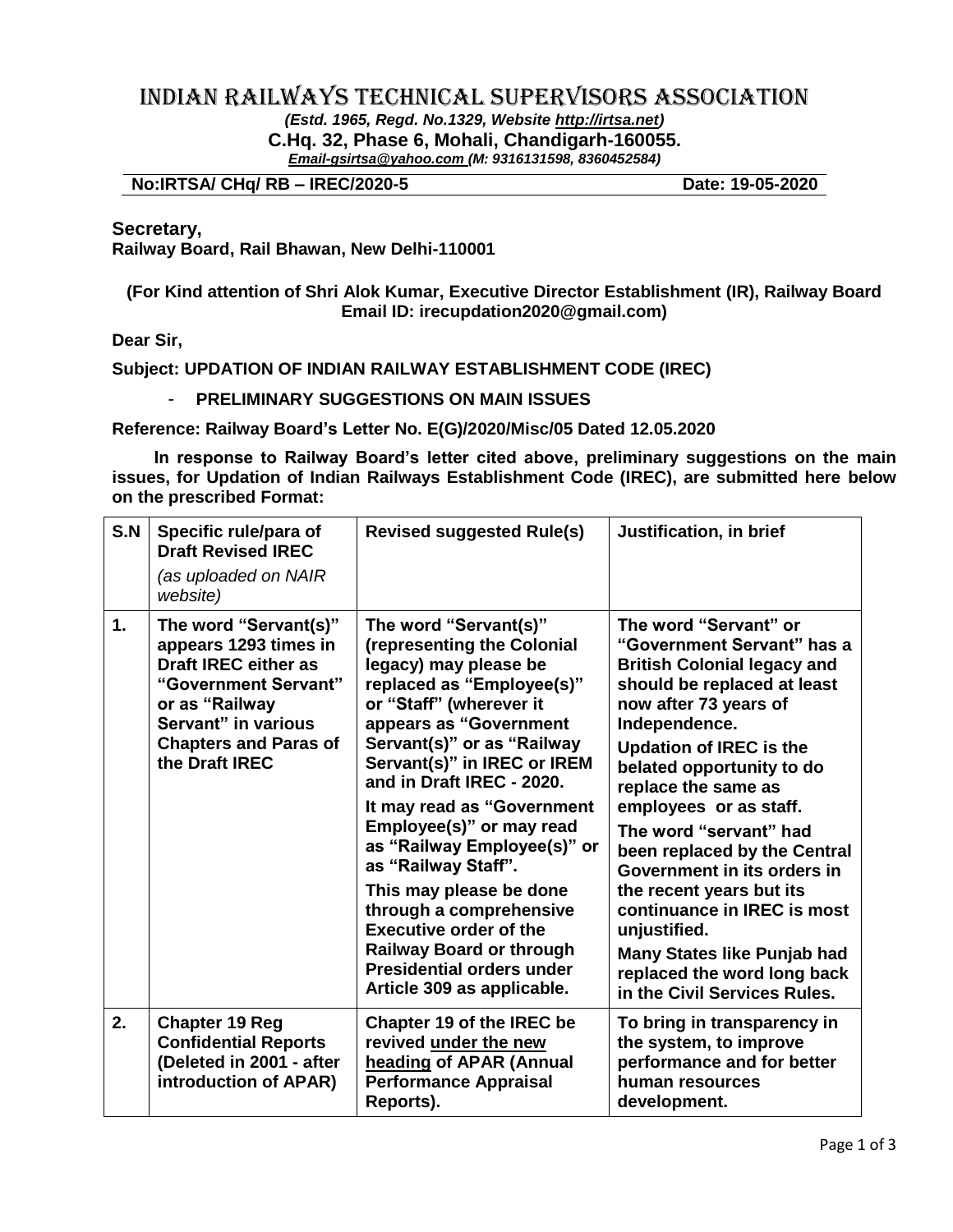# INDIAN RAILWAYS TECHNICAL SUPERVISORS ASSOCIATION

*(Estd. 1965, Regd. No.1329, Website http://irtsa.net)*

**C.Hq. 32, Phase 6, Mohali, Chandigarh-160055.**

*Email-gsirtsa@yahoo.com (M: 9316131598, 8360452584)*

**No:IRTSA/ CHq/ RB – IREC/2020-5** **Date: 19-05-2020**

**Secretary,**
**Railway Board, Rail Bhawan, New Delhi-110001**

**(For Kind attention of Shri Alok Kumar, Executive Director Establishment (IR), Railway Board Email ID: irecupdation2020@gmail.com)**

**Dear Sir,**

**Subject: UPDATION OF INDIAN RAILWAY ESTABLISHMENT CODE (IREC)**

- **PRELIMINARY SUGGESTIONS ON MAIN ISSUES**

**Reference: Railway Board's Letter No. E(G)/2020/Misc/05 Dated 12.05.2020**

**In response to Railway Board's letter cited above, preliminary suggestions on the main issues, for Updation of Indian Railways Establishment Code (IREC), are submitted here below on the prescribed Format:**

| S.N | Specific rule/para of Draft Revised IREC *(as uploaded on NAIR website)* | Revised suggested Rule(s) | Justification, in brief |
|---|---|---|---|
| 1. | **The word "Servant(s)" appears 1293 times in Draft IREC either as "Government Servant" or as "Railway Servant" in various Chapters and Paras of the Draft IREC** | **The word "Servant(s)" (representing the Colonial legacy) may please be replaced as "Employee(s)" or "Staff" (wherever it appears as "Government Servant(s)" or as "Railway Servant(s)" in IREC or IREM and in Draft IREC - 2020.**<br>**It may read as "Government Employee(s)" or may read as "Railway Employee(s)" or as "Railway Staff".**<br>**This may please be done through a comprehensive Executive order of the Railway Board or through Presidential orders under Article 309 as applicable.** | **The word "Servant" or "Government Servant" has a British Colonial legacy and should be replaced at least now after 73 years of Independence.**<br>**Updation of IREC is the belated opportunity to do replace the same as employees or as staff.**<br>**The word "servant" had been replaced by the Central Government in its orders in the recent years but its continuance in IREC is most unjustified.**<br>**Many States like Punjab had replaced the word long back in the Civil Services Rules.** |
| 2. | **Chapter 19 Reg Confidential Reports (Deleted in 2001 - after introduction of APAR)** | **Chapter 19 of the IREC be revived under the new heading of APAR (Annual Performance Appraisal Reports).** | **To bring in transparency in the system, to improve performance and for better human resources development.** |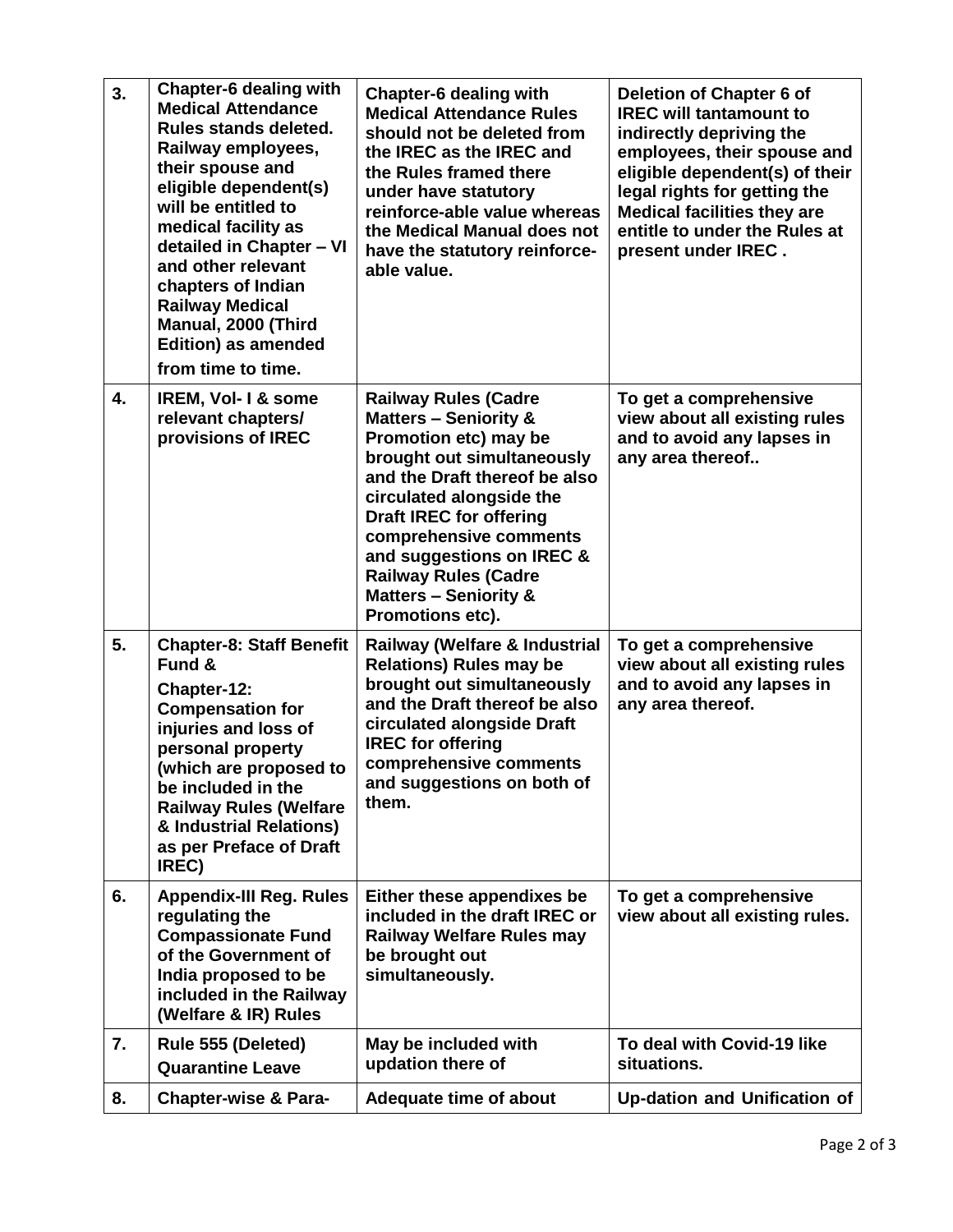| | | | |
|---|---|---|---|
| **3.** | **Chapter-6 dealing with Medical Attendance Rules stands deleted. Railway employees, their spouse and eligible dependent(s) will be entitled to medical facility as detailed in Chapter – VI and other relevant chapters of Indian Railway Medical Manual, 2000 (Third Edition) as amended from time to time.** | **Chapter-6 dealing with Medical Attendance Rules should not be deleted from the IREC as the IREC and the Rules framed there under have statutory reinforce-able value whereas the Medical Manual does not have the statutory reinforce-able value.** | **Deletion of Chapter 6 of IREC will tantamount to indirectly depriving the employees, their spouse and eligible dependent(s) of their legal rights for getting the Medical facilities they are entitle to under the Rules at present under IREC .** |
| **4.** | **IREM, Vol- I & some relevant chapters/ provisions of IREC** | **Railway Rules (Cadre Matters – Seniority & Promotion etc) may be brought out simultaneously and the Draft thereof be also circulated alongside the Draft IREC for offering comprehensive comments and suggestions on IREC & Railway Rules (Cadre Matters – Seniority & Promotions etc).** | **To get a comprehensive view about all existing rules and to avoid any lapses in any area thereof..** |
| **5.** | **Chapter-8: Staff Benefit Fund & Chapter-12: Compensation for injuries and loss of personal property (which are proposed to be included in the Railway Rules (Welfare & Industrial Relations) as per Preface of Draft IREC)** | **Railway (Welfare & Industrial Relations) Rules may be brought out simultaneously and the Draft thereof be also circulated alongside Draft IREC for offering comprehensive comments and suggestions on both of them.** | **To get a comprehensive view about all existing rules and to avoid any lapses in any area thereof.** |
| **6.** | **Appendix-III Reg. Rules regulating the Compassionate Fund of the Government of India proposed to be included in the Railway (Welfare & IR) Rules** | **Either these appendixes be included in the draft IREC or Railway Welfare Rules may be brought out simultaneously.** | **To get a comprehensive view about all existing rules.** |
| **7.** | **Rule 555 (Deleted) Quarantine Leave** | **May be included with updation there of** | **To deal with Covid-19 like situations.** |
| **8.** | **Chapter-wise & Para-** | **Adequate time of about** | **Up-dation and Unification of** |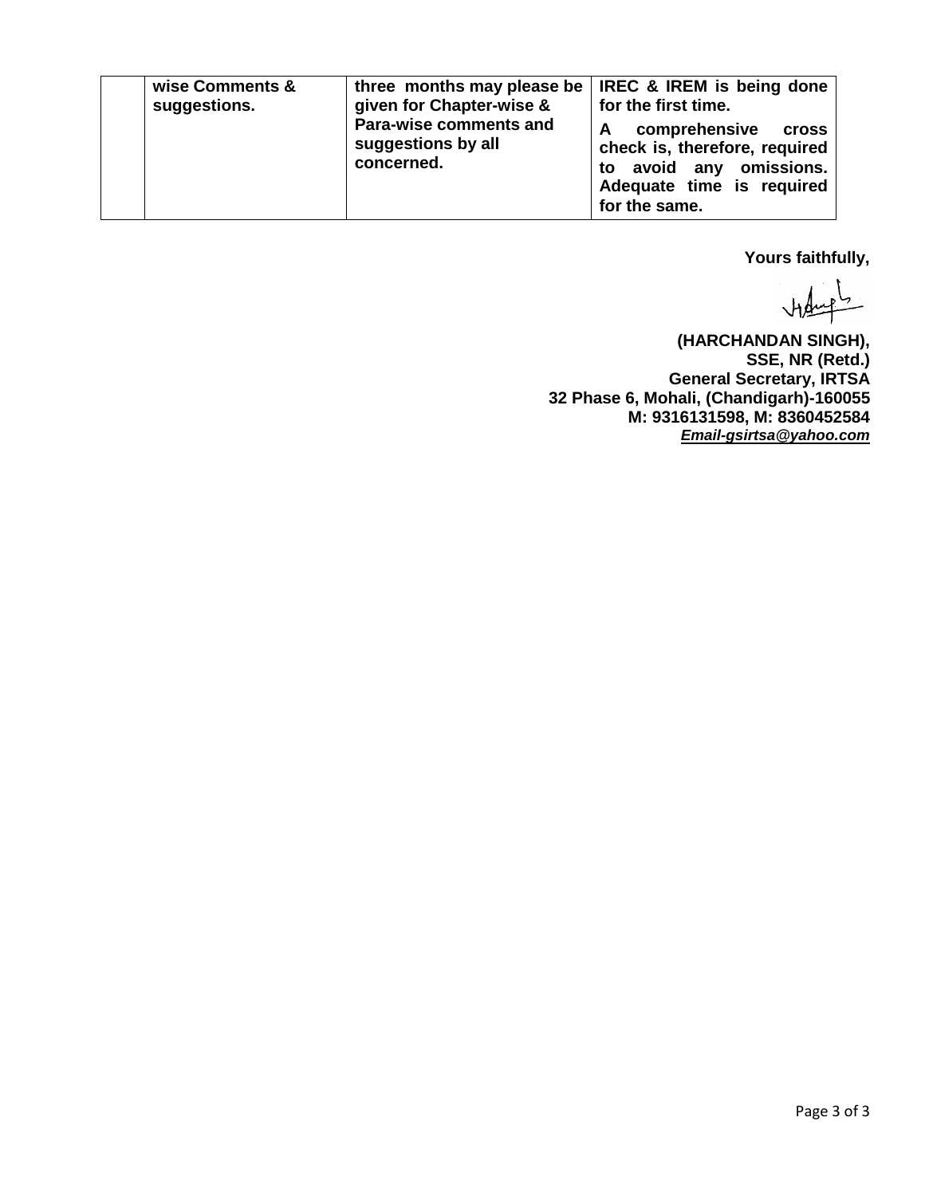| | | | |
|---|---|---|---|
| | **wise Comments & suggestions.** | **three months may please be given for Chapter-wise & Para-wise comments and suggestions by all concerned.** | **IREC & IREM is being done for the first time.** **A comprehensive cross check is, therefore, required to avoid any omissions. Adequate time is required for the same.** |

**Yours faithfully,**

**(HARCHANDAN SINGH),**
**SSE, NR (Retd.)**
**General Secretary, IRTSA**
**32 Phase 6, Mohali, (Chandigarh)-160055**
**M: 9316131598, M: 8360452584**
***Email-gsirtsa@yahoo.com***